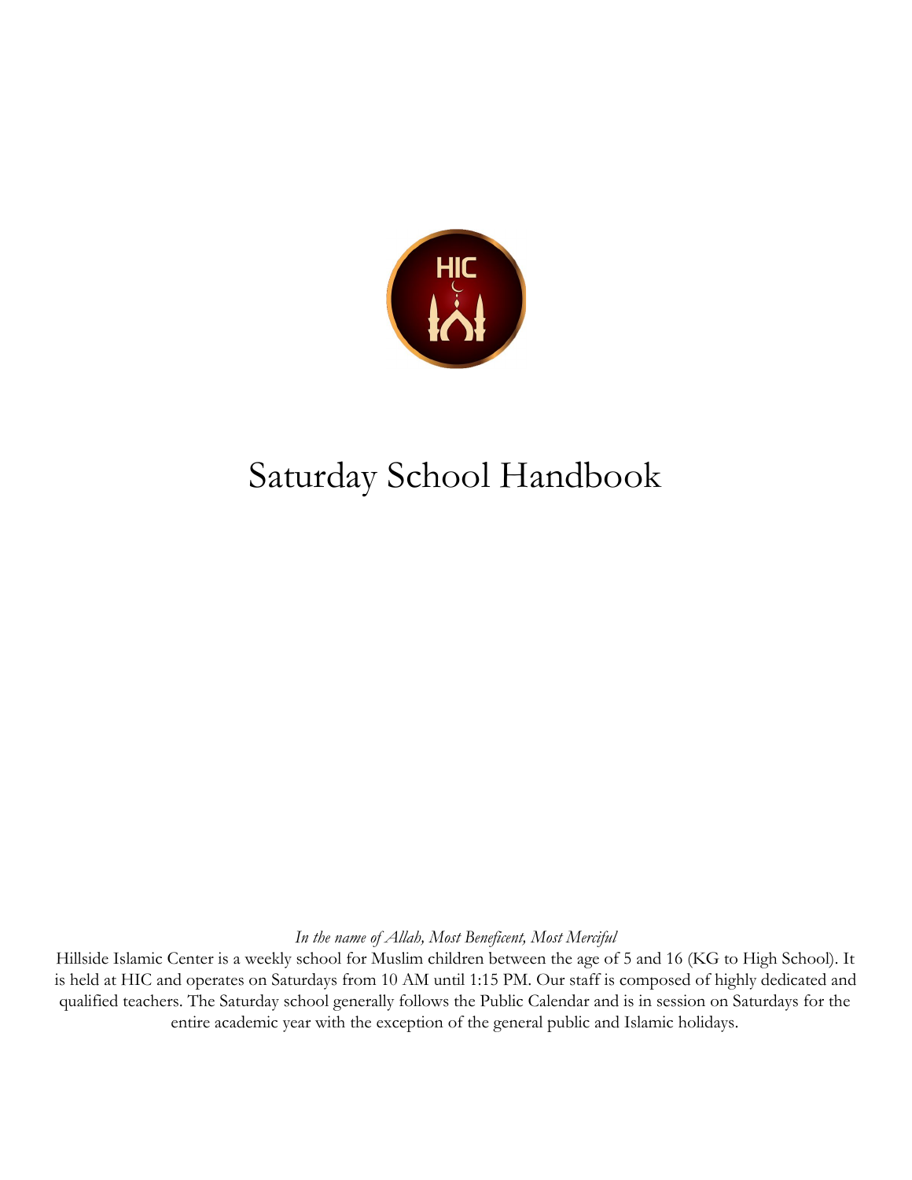# Saturday School Handbook

*In the name of Allah, Most Beneficent, Most Merciful*

Hillside Islamic Center is a weekly school for Muslim children between the age of 5 and 16 (KG to High School). It is held at HIC and operates on Saturdays from 10 AM until 1:15 PM. Our staff is composed of highly dedicated and qualified teachers. The Saturday school generally follows the Public Calendar and is in session on Saturdays for the entire academic year with the exception of the general public and Islamic holidays.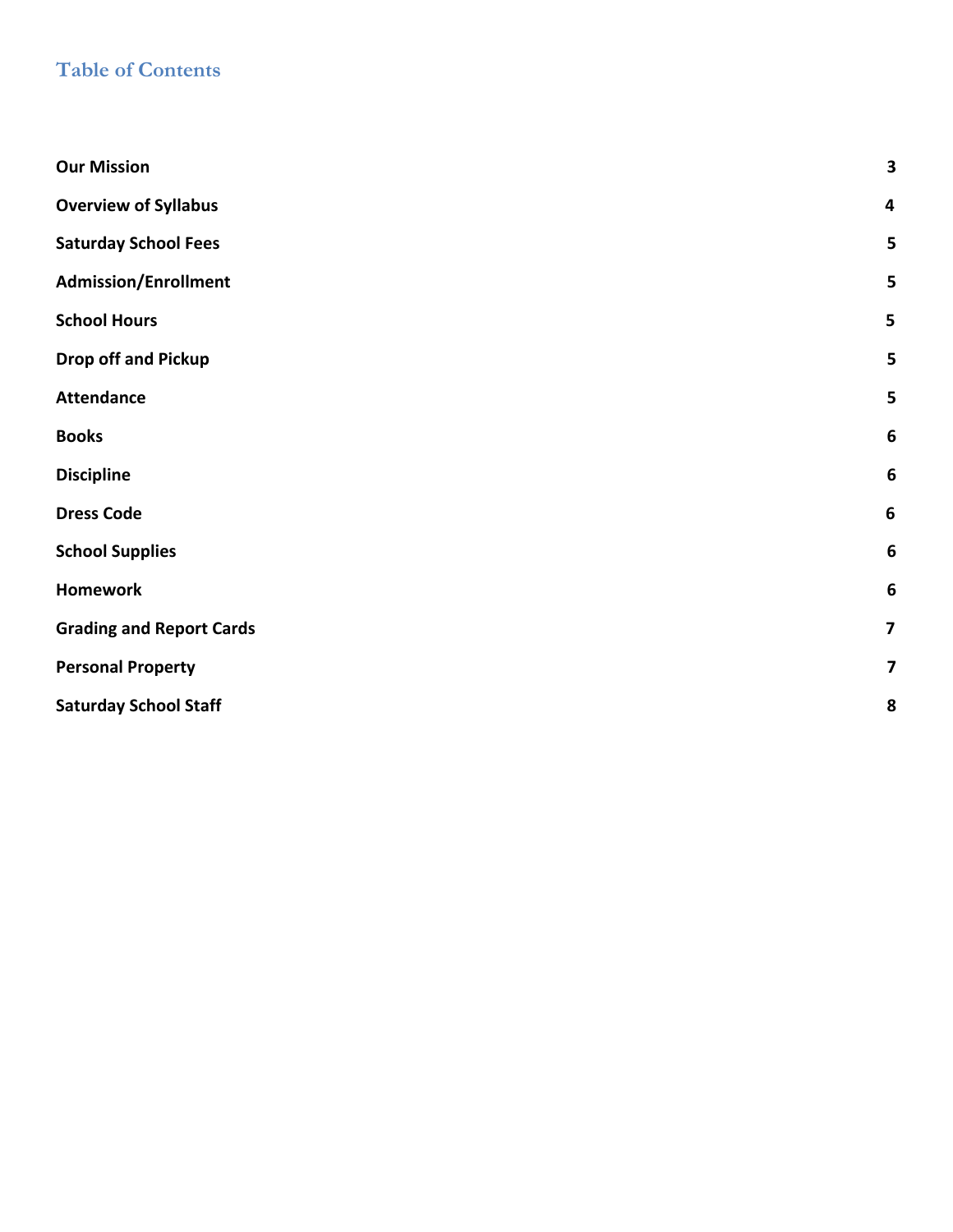## Table of Contents

| | |
|---|---|
| **Our Mission** | **3** |
| **Overview of Syllabus** | **4** |
| **Saturday School Fees** | **5** |
| **Admission/Enrollment** | **5** |
| **School Hours** | **5** |
| **Drop off and Pickup** | **5** |
| **Attendance** | **5** |
| **Books** | **6** |
| **Discipline** | **6** |
| **Dress Code** | **6** |
| **School Supplies** | **6** |
| **Homework** | **6** |
| **Grading and Report Cards** | **7** |
| **Personal Property** | **7** |
| **Saturday School Staff** | **8** |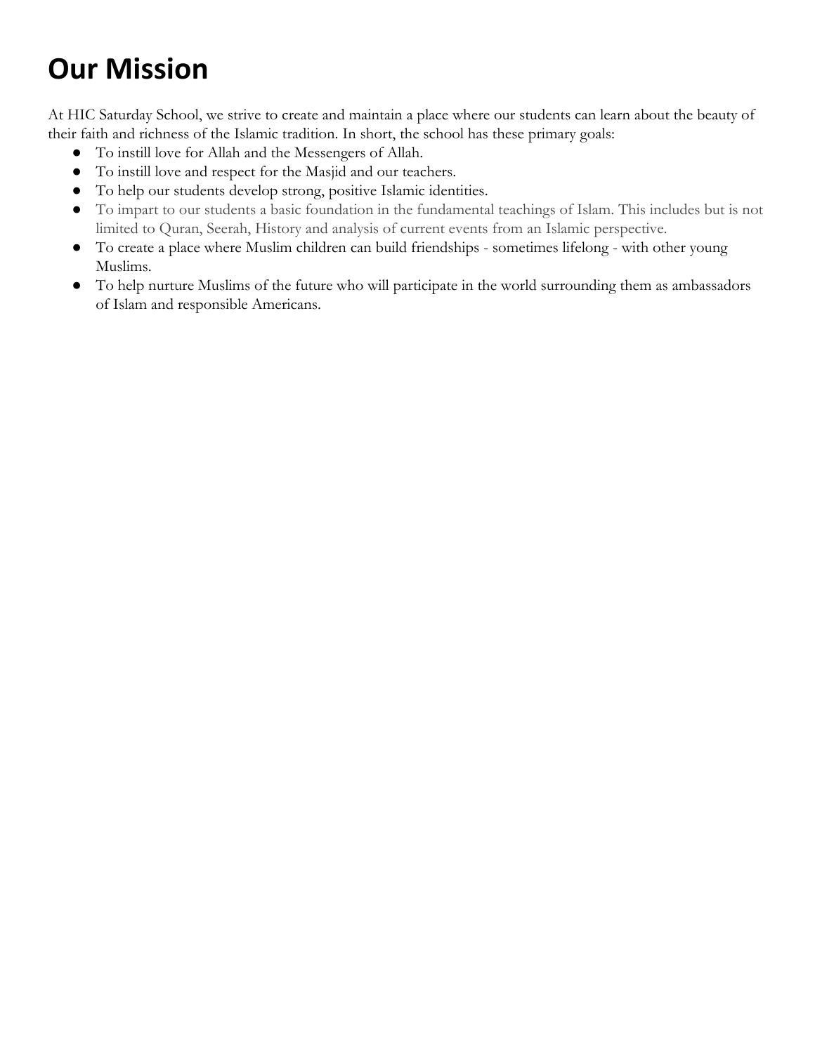# Our Mission

At HIC Saturday School, we strive to create and maintain a place where our students can learn about the beauty of their faith and richness of the Islamic tradition. In short, the school has these primary goals:

- To instill love for Allah and the Messengers of Allah.
- To instill love and respect for the Masjid and our teachers.
- To help our students develop strong, positive Islamic identities.
- To impart to our students a basic foundation in the fundamental teachings of Islam. This includes but is not limited to Quran, Seerah, History and analysis of current events from an Islamic perspective.
- To create a place where Muslim children can build friendships - sometimes lifelong - with other young Muslims.
- To help nurture Muslims of the future who will participate in the world surrounding them as ambassadors of Islam and responsible Americans.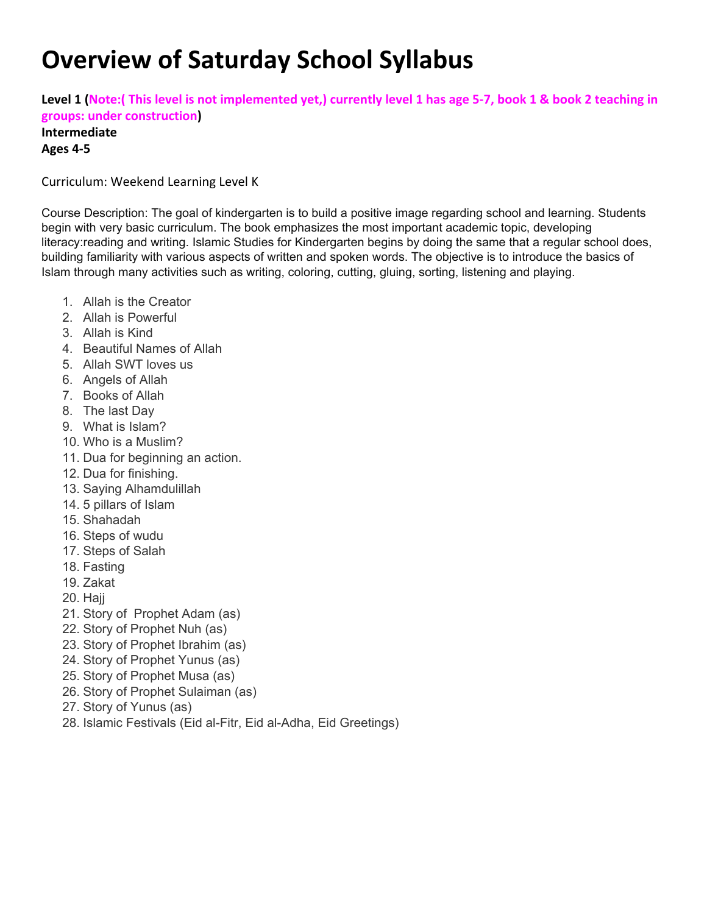# Overview of Saturday School Syllabus

**Level 1 (Note:( This level is not implemented yet,) currently level 1 has age 5-7, book 1 & book 2 teaching in groups: under construction)**
**Intermediate**
**Ages 4-5**

Curriculum: Weekend Learning Level K

Course Description: The goal of kindergarten is to build a positive image regarding school and learning. Students begin with very basic curriculum. The book emphasizes the most important academic topic, developing literacy:reading and writing. Islamic Studies for Kindergarten begins by doing the same that a regular school does, building familiarity with various aspects of written and spoken words. The objective is to introduce the basics of Islam through many activities such as writing, coloring, cutting, gluing, sorting, listening and playing.

1. Allah is the Creator
2. Allah is Powerful
3. Allah is Kind
4. Beautiful Names of Allah
5. Allah SWT loves us
6. Angels of Allah
7. Books of Allah
8. The last Day
9. What is Islam?
10. Who is a Muslim?
11. Dua for beginning an action.
12. Dua for finishing.
13. Saying Alhamdulillah
14. 5 pillars of Islam
15. Shahadah
16. Steps of wudu
17. Steps of Salah
18. Fasting
19. Zakat
20. Hajj
21. Story of Prophet Adam (as)
22. Story of Prophet Nuh (as)
23. Story of Prophet Ibrahim (as)
24. Story of Prophet Yunus (as)
25. Story of Prophet Musa (as)
26. Story of Prophet Sulaiman (as)
27. Story of Yunus (as)
28. Islamic Festivals (Eid al-Fitr, Eid al-Adha, Eid Greetings)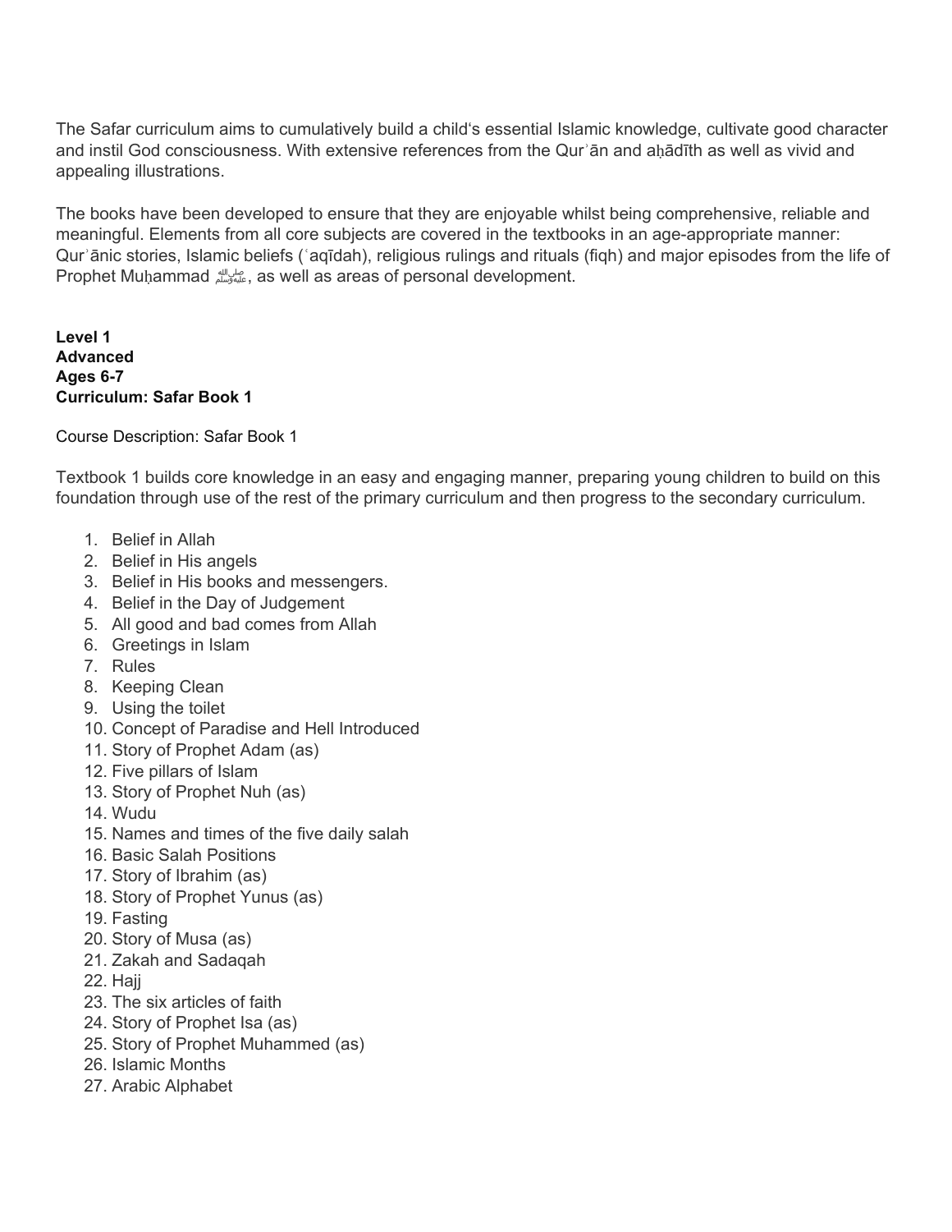The Safar curriculum aims to cumulatively build a child's essential Islamic knowledge, cultivate good character and instil God consciousness. With extensive references from the Qurʾān and aḥādīth as well as vivid and appealing illustrations.

The books have been developed to ensure that they are enjoyable whilst being comprehensive, reliable and meaningful. Elements from all core subjects are covered in the textbooks in an age-appropriate manner: Qurʾānic stories, Islamic beliefs (ʿaqīdah), religious rulings and rituals (fiqh) and major episodes from the life of Prophet Muḥammad ﷺ, as well as areas of personal development.

**Level 1**
**Advanced**
**Ages 6-7**
**Curriculum: Safar Book 1**

Course Description: Safar Book 1

Textbook 1 builds core knowledge in an easy and engaging manner, preparing young children to build on this foundation through use of the rest of the primary curriculum and then progress to the secondary curriculum.

1. Belief in Allah
2. Belief in His angels
3. Belief in His books and messengers.
4. Belief in the Day of Judgement
5. All good and bad comes from Allah
6. Greetings in Islam
7. Rules
8. Keeping Clean
9. Using the toilet
10. Concept of Paradise and Hell Introduced
11. Story of Prophet Adam (as)
12. Five pillars of Islam
13. Story of Prophet Nuh (as)
14. Wudu
15. Names and times of the five daily salah
16. Basic Salah Positions
17. Story of Ibrahim (as)
18. Story of Prophet Yunus (as)
19. Fasting
20. Story of Musa (as)
21. Zakah and Sadaqah
22. Hajj
23. The six articles of faith
24. Story of Prophet Isa (as)
25. Story of Prophet Muhammed (as)
26. Islamic Months
27. Arabic Alphabet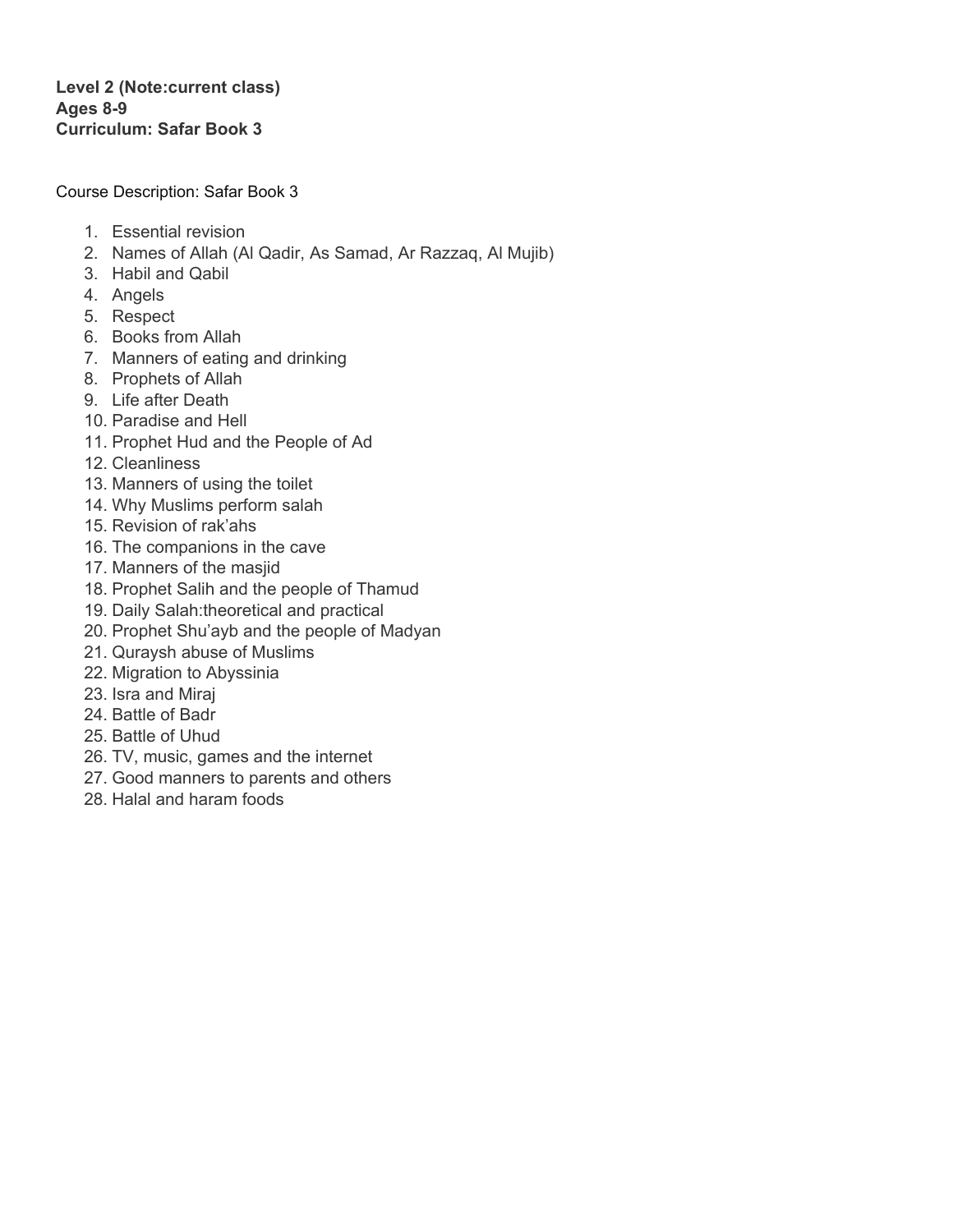**Level 2 (Note:current class)**
**Ages 8-9**
**Curriculum: Safar Book 3**

Course Description: Safar Book 3

1. Essential revision
2. Names of Allah (Al Qadir, As Samad, Ar Razzaq, Al Mujib)
3. Habil and Qabil
4. Angels
5. Respect
6. Books from Allah
7. Manners of eating and drinking
8. Prophets of Allah
9. Life after Death
10. Paradise and Hell
11. Prophet Hud and the People of Ad
12. Cleanliness
13. Manners of using the toilet
14. Why Muslims perform salah
15. Revision of rak'ahs
16. The companions in the cave
17. Manners of the masjid
18. Prophet Salih and the people of Thamud
19. Daily Salah:theoretical and practical
20. Prophet Shu'ayb and the people of Madyan
21. Quraysh abuse of Muslims
22. Migration to Abyssinia
23. Isra and Miraj
24. Battle of Badr
25. Battle of Uhud
26. TV, music, games and the internet
27. Good manners to parents and others
28. Halal and haram foods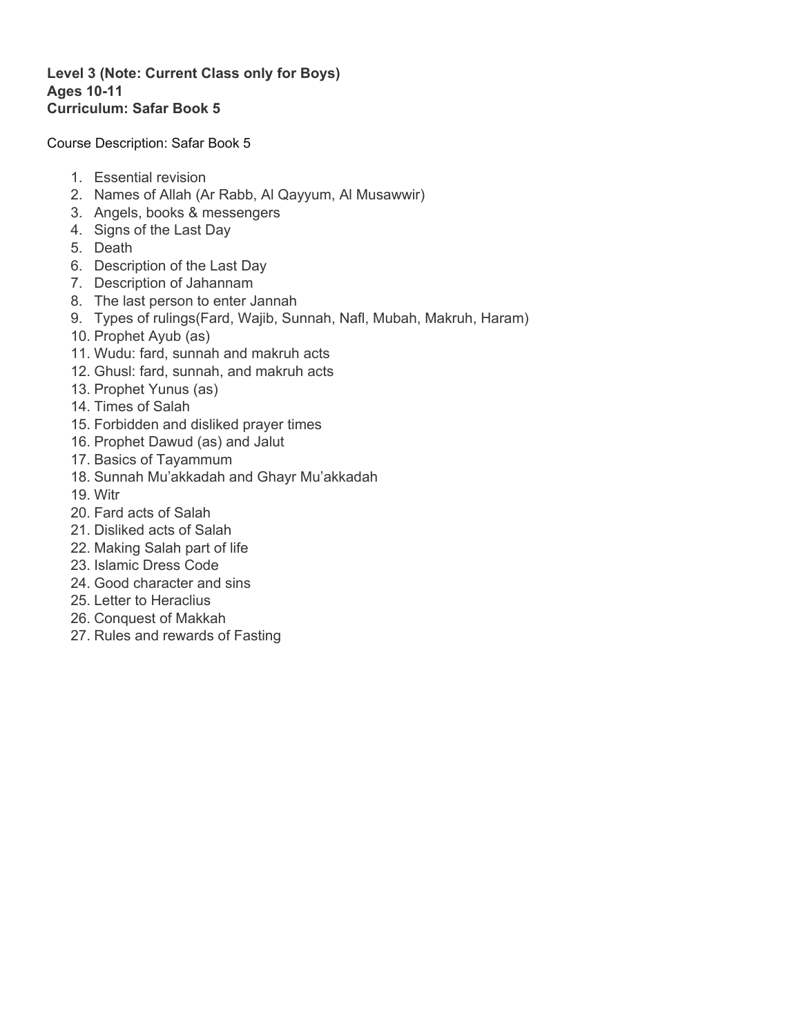**Level 3 (Note: Current Class only for Boys)**
**Ages 10-11**
**Curriculum: Safar Book 5**

Course Description: Safar Book 5

1. Essential revision
2. Names of Allah (Ar Rabb, Al Qayyum, Al Musawwir)
3. Angels, books & messengers
4. Signs of the Last Day
5. Death
6. Description of the Last Day
7. Description of Jahannam
8. The last person to enter Jannah
9. Types of rulings(Fard, Wajib, Sunnah, Nafl, Mubah, Makruh, Haram)
10. Prophet Ayub (as)
11. Wudu: fard, sunnah and makruh acts
12. Ghusl: fard, sunnah, and makruh acts
13. Prophet Yunus (as)
14. Times of Salah
15. Forbidden and disliked prayer times
16. Prophet Dawud (as) and Jalut
17. Basics of Tayammum
18. Sunnah Mu'akkadah and Ghayr Mu'akkadah
19. Witr
20. Fard acts of Salah
21. Disliked acts of Salah
22. Making Salah part of life
23. Islamic Dress Code
24. Good character and sins
25. Letter to Heraclius
26. Conquest of Makkah
27. Rules and rewards of Fasting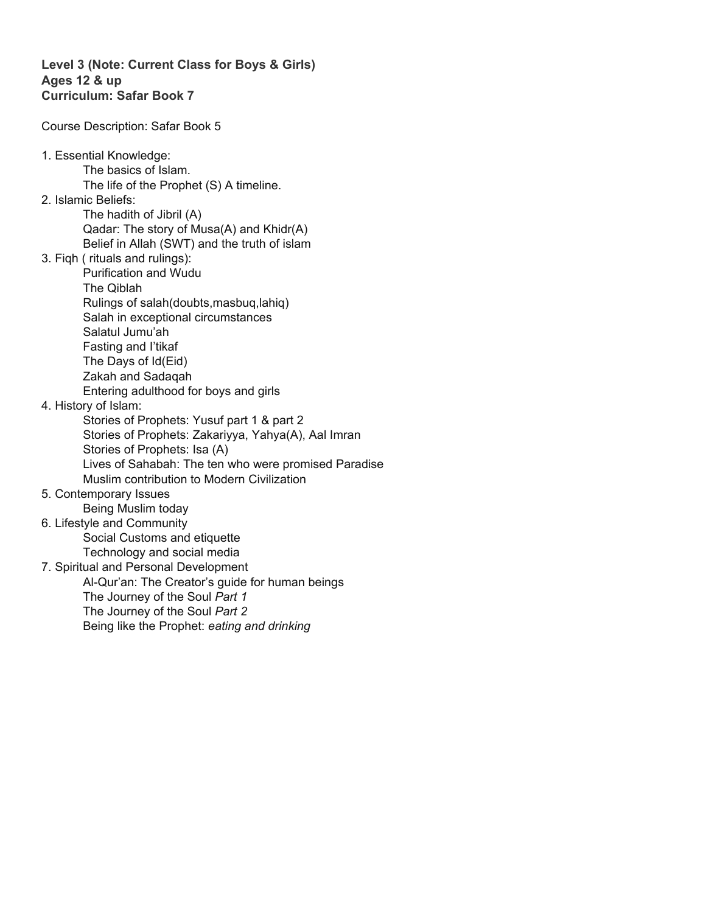**Level 3 (Note: Current Class for Boys & Girls)**
**Ages 12 & up**
**Curriculum: Safar Book 7**

Course Description: Safar Book 5

1. Essential Knowledge:
    - The basics of Islam.
    - The life of the Prophet (S) A timeline.
2. Islamic Beliefs:
    - The hadith of Jibril (A)
    - Qadar: The story of Musa(A) and Khidr(A)
    - Belief in Allah (SWT) and the truth of islam
3. Fiqh ( rituals and rulings):
    - Purification and Wudu
    - The Qiblah
    - Rulings of salah(doubts,masbuq,lahiq)
    - Salah in exceptional circumstances
    - Salatul Jumu'ah
    - Fasting and I'tikaf
    - The Days of Id(Eid)
    - Zakah and Sadaqah
    - Entering adulthood for boys and girls
4. History of Islam:
    - Stories of Prophets: Yusuf part 1 & part 2
    - Stories of Prophets: Zakariyya, Yahya(A), Aal Imran
    - Stories of Prophets: Isa (A)
    - Lives of Sahabah: The ten who were promised Paradise
    - Muslim contribution to Modern Civilization
5. Contemporary Issues
    - Being Muslim today
6. Lifestyle and Community
    - Social Customs and etiquette
    - Technology and social media
7. Spiritual and Personal Development
    - Al-Qur'an: The Creator's guide for human beings
    - The Journey of the Soul *Part 1*
    - The Journey of the Soul *Part 2*
    - Being like the Prophet: *eating and drinking*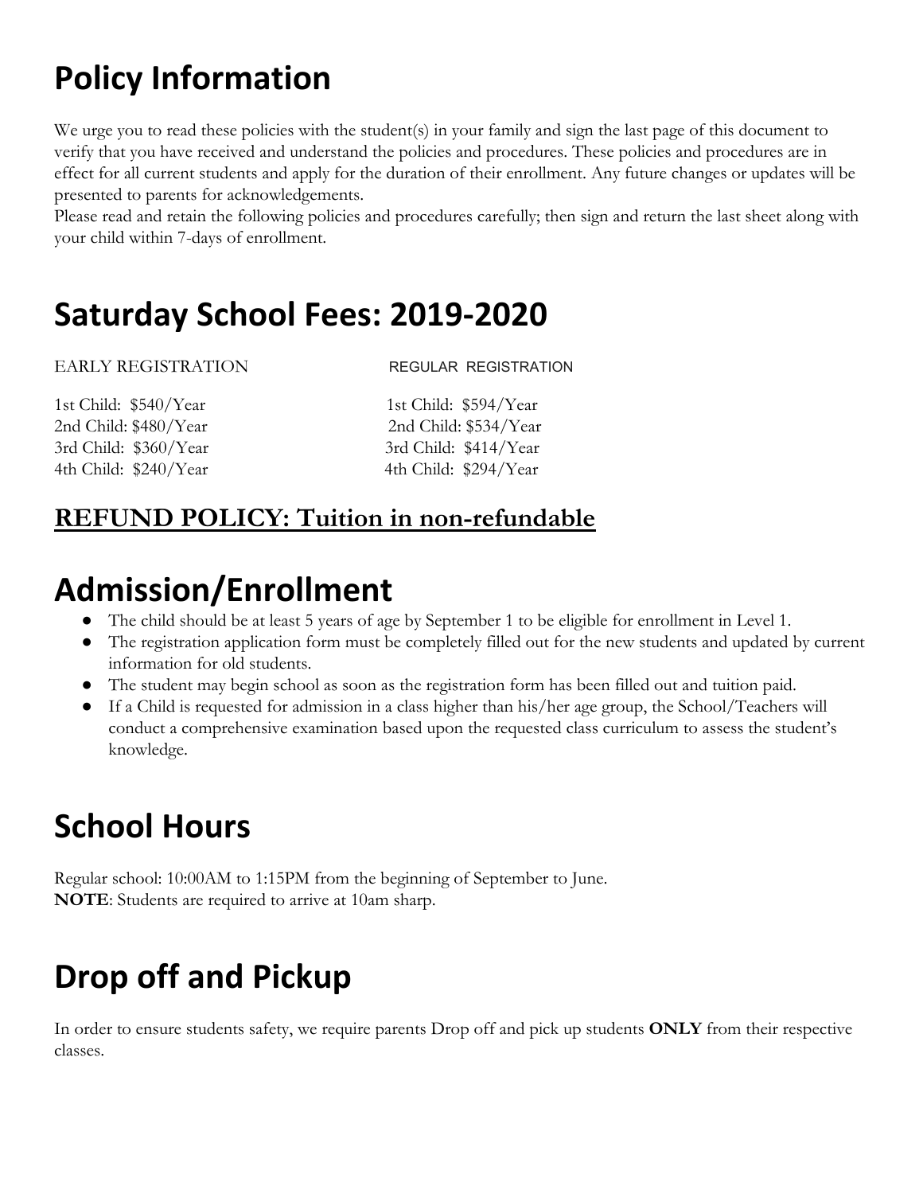# Policy Information

We urge you to read these policies with the student(s) in your family and sign the last page of this document to verify that you have received and understand the policies and procedures. These policies and procedures are in effect for all current students and apply for the duration of their enrollment. Any future changes or updates will be presented to parents for acknowledgements.
Please read and retain the following policies and procedures carefully; then sign and return the last sheet along with your child within 7-days of enrollment.

# Saturday School Fees: 2019-2020

| EARLY REGISTRATION | REGULAR REGISTRATION |
| --- | --- |
| 1st Child: $540/Year | 1st Child: $594/Year |
| 2nd Child: $480/Year | 2nd Child: $534/Year |
| 3rd Child: $360/Year | 3rd Child: $414/Year |
| 4th Child: $240/Year | 4th Child: $294/Year |

## REFUND POLICY: Tuition in non-refundable

# Admission/Enrollment

- The child should be at least 5 years of age by September 1 to be eligible for enrollment in Level 1.
- The registration application form must be completely filled out for the new students and updated by current information for old students.
- The student may begin school as soon as the registration form has been filled out and tuition paid.
- If a Child is requested for admission in a class higher than his/her age group, the School/Teachers will conduct a comprehensive examination based upon the requested class curriculum to assess the student's knowledge.

# School Hours

Regular school: 10:00AM to 1:15PM from the beginning of September to June.
**NOTE**: Students are required to arrive at 10am sharp.

# Drop off and Pickup

In order to ensure students safety, we require parents Drop off and pick up students **ONLY** from their respective classes.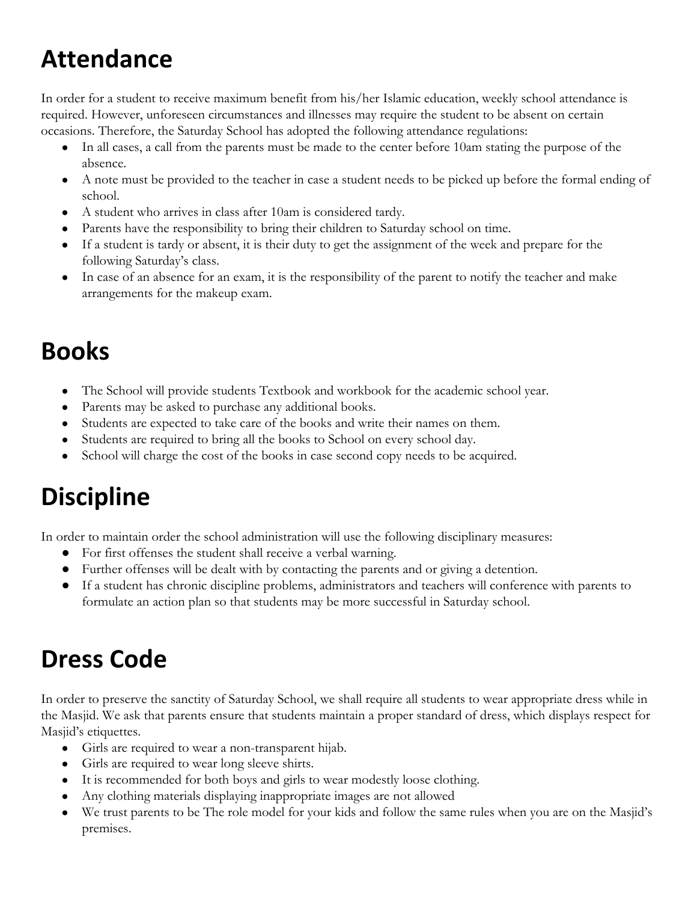# Attendance

In order for a student to receive maximum benefit from his/her Islamic education, weekly school attendance is required. However, unforeseen circumstances and illnesses may require the student to be absent on certain occasions. Therefore, the Saturday School has adopted the following attendance regulations:

- In all cases, a call from the parents must be made to the center before 10am stating the purpose of the absence.
- A note must be provided to the teacher in case a student needs to be picked up before the formal ending of school.
- A student who arrives in class after 10am is considered tardy.
- Parents have the responsibility to bring their children to Saturday school on time.
- If a student is tardy or absent, it is their duty to get the assignment of the week and prepare for the following Saturday's class.
- In case of an absence for an exam, it is the responsibility of the parent to notify the teacher and make arrangements for the makeup exam.

# Books

- The School will provide students Textbook and workbook for the academic school year.
- Parents may be asked to purchase any additional books.
- Students are expected to take care of the books and write their names on them.
- Students are required to bring all the books to School on every school day.
- School will charge the cost of the books in case second copy needs to be acquired.

# Discipline

In order to maintain order the school administration will use the following disciplinary measures:

- For first offenses the student shall receive a verbal warning.
- Further offenses will be dealt with by contacting the parents and or giving a detention.
- If a student has chronic discipline problems, administrators and teachers will conference with parents to formulate an action plan so that students may be more successful in Saturday school.

# Dress Code

In order to preserve the sanctity of Saturday School, we shall require all students to wear appropriate dress while in the Masjid. We ask that parents ensure that students maintain a proper standard of dress, which displays respect for Masjid's etiquettes.

- Girls are required to wear a non-transparent hijab.
- Girls are required to wear long sleeve shirts.
- It is recommended for both boys and girls to wear modestly loose clothing.
- Any clothing materials displaying inappropriate images are not allowed
- We trust parents to be The role model for your kids and follow the same rules when you are on the Masjid's premises.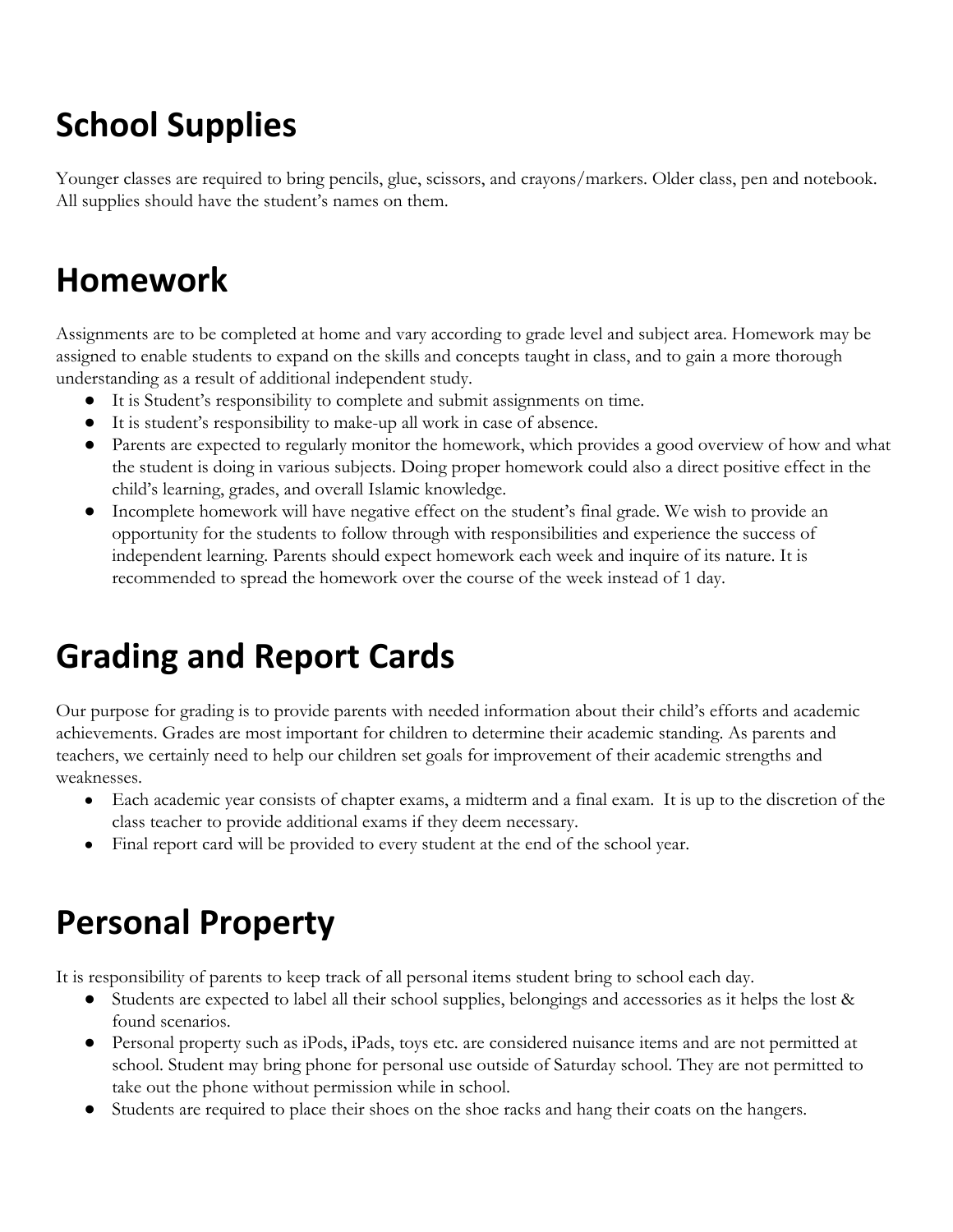# School Supplies

Younger classes are required to bring pencils, glue, scissors, and crayons/markers. Older class, pen and notebook. All supplies should have the student's names on them.

# Homework

Assignments are to be completed at home and vary according to grade level and subject area. Homework may be assigned to enable students to expand on the skills and concepts taught in class, and to gain a more thorough understanding as a result of additional independent study.

- It is Student's responsibility to complete and submit assignments on time.
- It is student's responsibility to make-up all work in case of absence.
- Parents are expected to regularly monitor the homework, which provides a good overview of how and what the student is doing in various subjects. Doing proper homework could also a direct positive effect in the child's learning, grades, and overall Islamic knowledge.
- Incomplete homework will have negative effect on the student's final grade. We wish to provide an opportunity for the students to follow through with responsibilities and experience the success of independent learning. Parents should expect homework each week and inquire of its nature. It is recommended to spread the homework over the course of the week instead of 1 day.

# Grading and Report Cards

Our purpose for grading is to provide parents with needed information about their child's efforts and academic achievements. Grades are most important for children to determine their academic standing. As parents and teachers, we certainly need to help our children set goals for improvement of their academic strengths and weaknesses.

- Each academic year consists of chapter exams, a midterm and a final exam. It is up to the discretion of the class teacher to provide additional exams if they deem necessary.
- Final report card will be provided to every student at the end of the school year.

# Personal Property

It is responsibility of parents to keep track of all personal items student bring to school each day.

- Students are expected to label all their school supplies, belongings and accessories as it helps the lost & found scenarios.
- Personal property such as iPods, iPads, toys etc. are considered nuisance items and are not permitted at school. Student may bring phone for personal use outside of Saturday school. They are not permitted to take out the phone without permission while in school.
- Students are required to place their shoes on the shoe racks and hang their coats on the hangers.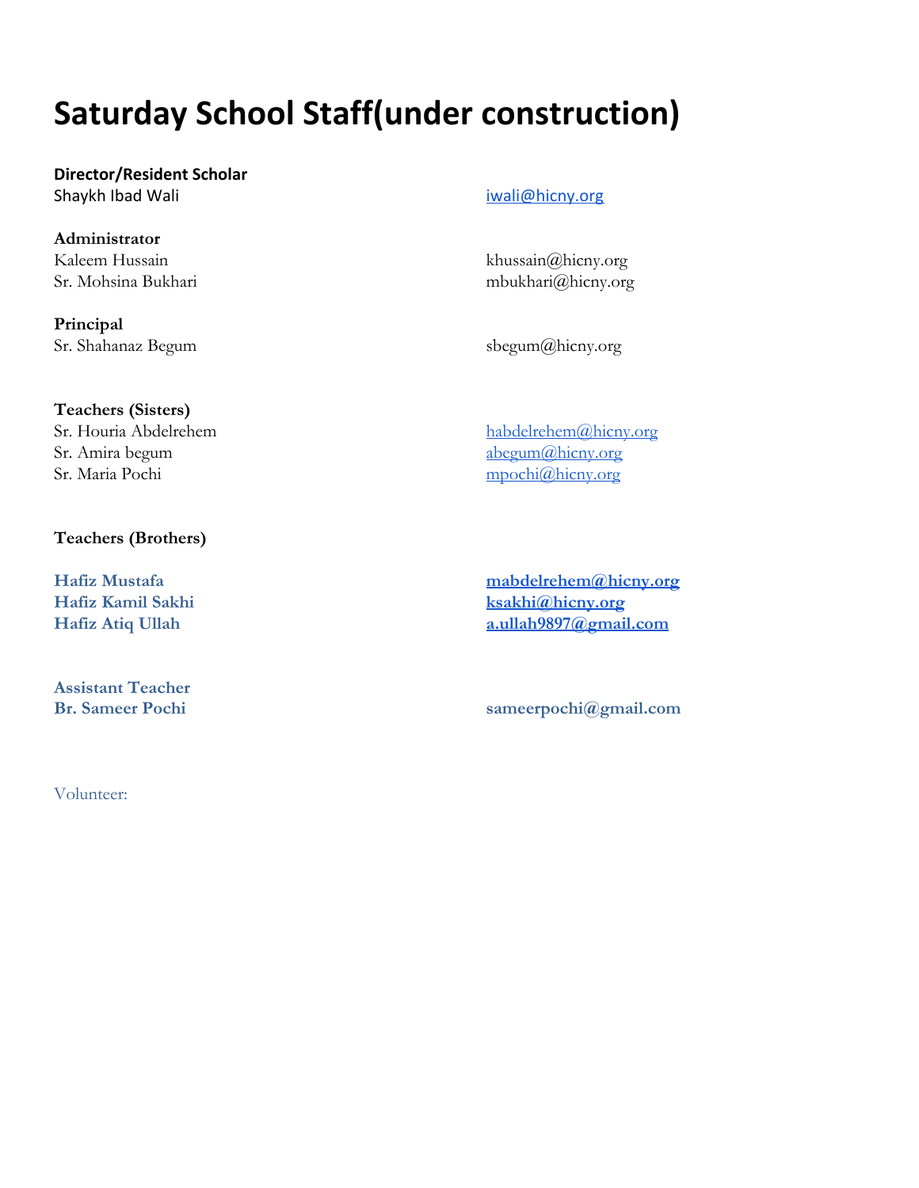# Saturday School Staff(under construction)

**Director/Resident Scholar**
Shaykh Ibad Wali — iwali@hicny.org

**Administrator**
Kaleem Hussain — khussain@hicny.org
Sr. Mohsina Bukhari — mbukhari@hicny.org

**Principal**
Sr. Shahanaz Begum — sbegum@hicny.org

**Teachers (Sisters)**
Sr. Houria Abdelrehem — habdelrehem@hicny.org
Sr. Amira begum — abegum@hicny.org
Sr. Maria Pochi — mpochi@hicny.org

**Teachers (Brothers)**

**Hafiz Mustafa** — **mabdelrehem@hicny.org**
**Hafiz Kamil Sakhi** — **ksakhi@hicny.org**
**Hafiz Atiq Ullah** — **a.ullah9897@gmail.com**

**Assistant Teacher**
**Br. Sameer Pochi** — **sameerpochi@gmail.com**

Volunteer: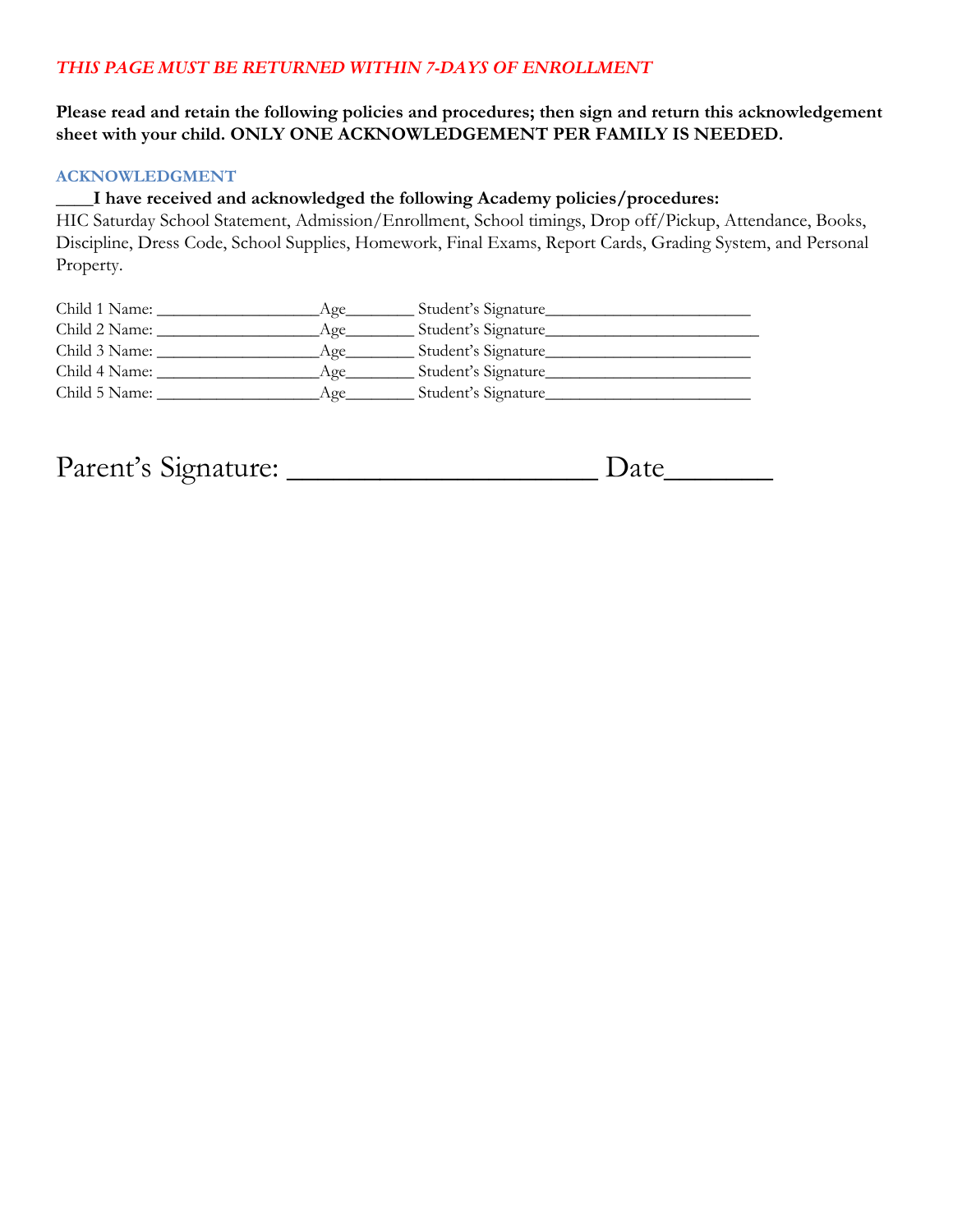*THIS PAGE MUST BE RETURNED WITHIN 7-DAYS OF ENROLLMENT*

**Please read and retain the following policies and procedures; then sign and return this acknowledgement sheet with your child. ONLY ONE ACKNOWLEDGEMENT PER FAMILY IS NEEDED.**

**ACKNOWLEDGMENT**

**____I have received and acknowledged the following Academy policies/procedures:**
HIC Saturday School Statement, Admission/Enrollment, School timings, Drop off/Pickup, Attendance, Books, Discipline, Dress Code, School Supplies, Homework, Final Exams, Report Cards, Grading System, and Personal Property.

Child 1 Name: ___________________Age________ Student's Signature_______________________

Child 2 Name: ___________________Age________ Student's Signature________________________

Child 3 Name: ___________________Age________ Student's Signature_______________________

Child 4 Name: ___________________Age________ Student's Signature_______________________

Child 5 Name: ___________________Age________ Student's Signature_______________________

Parent's Signature: ____________________ Date_______